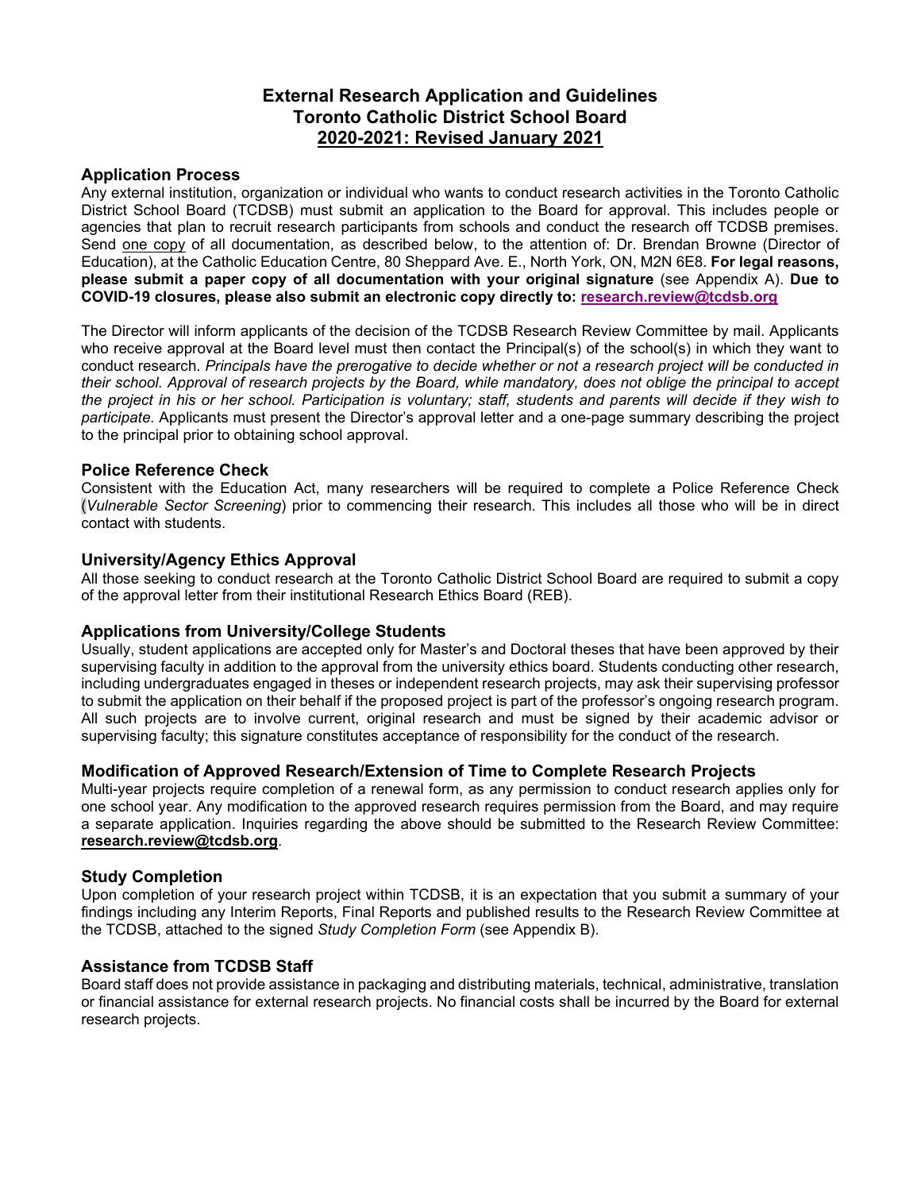# External Research Application and Guidelines
# Toronto Catholic District School Board
# 2020-2021: Revised January 2021

## Application Process

Any external institution, organization or individual who wants to conduct research activities in the Toronto Catholic District School Board (TCDSB) must submit an application to the Board for approval. This includes people or agencies that plan to recruit research participants from schools and conduct the research off TCDSB premises. Send one copy of all documentation, as described below, to the attention of: Dr. Brendan Browne (Director of Education), at the Catholic Education Centre, 80 Sheppard Ave. E., North York, ON, M2N 6E8. **For legal reasons, please submit a paper copy of all documentation with your original signature** (see Appendix A). **Due to COVID-19 closures, please also submit an electronic copy directly to: research.review@tcdsb.org**

The Director will inform applicants of the decision of the TCDSB Research Review Committee by mail. Applicants who receive approval at the Board level must then contact the Principal(s) of the school(s) in which they want to conduct research. *Principals have the prerogative to decide whether or not a research project will be conducted in their school. Approval of research projects by the Board, while mandatory, does not oblige the principal to accept the project in his or her school. Participation is voluntary; staff, students and parents will decide if they wish to participate.* Applicants must present the Director's approval letter and a one-page summary describing the project to the principal prior to obtaining school approval.

## Police Reference Check

Consistent with the Education Act, many researchers will be required to complete a Police Reference Check (*Vulnerable Sector Screening*) prior to commencing their research. This includes all those who will be in direct contact with students.

## University/Agency Ethics Approval

All those seeking to conduct research at the Toronto Catholic District School Board are required to submit a copy of the approval letter from their institutional Research Ethics Board (REB).

## Applications from University/College Students

Usually, student applications are accepted only for Master's and Doctoral theses that have been approved by their supervising faculty in addition to the approval from the university ethics board. Students conducting other research, including undergraduates engaged in theses or independent research projects, may ask their supervising professor to submit the application on their behalf if the proposed project is part of the professor's ongoing research program. All such projects are to involve current, original research and must be signed by their academic advisor or supervising faculty; this signature constitutes acceptance of responsibility for the conduct of the research.

## Modification of Approved Research/Extension of Time to Complete Research Projects

Multi-year projects require completion of a renewal form, as any permission to conduct research applies only for one school year. Any modification to the approved research requires permission from the Board, and may require a separate application. Inquiries regarding the above should be submitted to the Research Review Committee: **research.review@tcdsb.org**.

## Study Completion

Upon completion of your research project within TCDSB, it is an expectation that you submit a summary of your findings including any Interim Reports, Final Reports and published results to the Research Review Committee at the TCDSB, attached to the signed *Study Completion Form* (see Appendix B).

## Assistance from TCDSB Staff

Board staff does not provide assistance in packaging and distributing materials, technical, administrative, translation or financial assistance for external research projects. No financial costs shall be incurred by the Board for external research projects.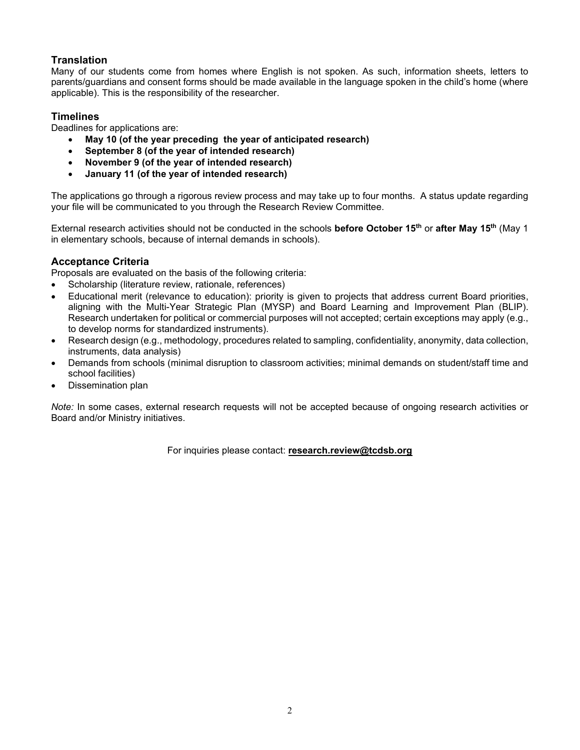## Translation

Many of our students come from homes where English is not spoken. As such, information sheets, letters to parents/guardians and consent forms should be made available in the language spoken in the child's home (where applicable). This is the responsibility of the researcher.

## Timelines

Deadlines for applications are:

- **May 10 (of the year preceding the year of anticipated research)**
- **September 8 (of the year of intended research)**
- **November 9 (of the year of intended research)**
- **January 11 (of the year of intended research)**

The applications go through a rigorous review process and may take up to four months. A status update regarding your file will be communicated to you through the Research Review Committee.

External research activities should not be conducted in the schools **before October 15th** or **after May 15th** (May 1 in elementary schools, because of internal demands in schools).

## Acceptance Criteria

Proposals are evaluated on the basis of the following criteria:

- Scholarship (literature review, rationale, references)
- Educational merit (relevance to education): priority is given to projects that address current Board priorities, aligning with the Multi-Year Strategic Plan (MYSP) and Board Learning and Improvement Plan (BLIP). Research undertaken for political or commercial purposes will not accepted; certain exceptions may apply (e.g., to develop norms for standardized instruments).
- Research design (e.g., methodology, procedures related to sampling, confidentiality, anonymity, data collection, instruments, data analysis)
- Demands from schools (minimal disruption to classroom activities; minimal demands on student/staff time and school facilities)
- Dissemination plan

*Note:* In some cases, external research requests will not be accepted because of ongoing research activities or Board and/or Ministry initiatives.

For inquiries please contact: **research.review@tcdsb.org**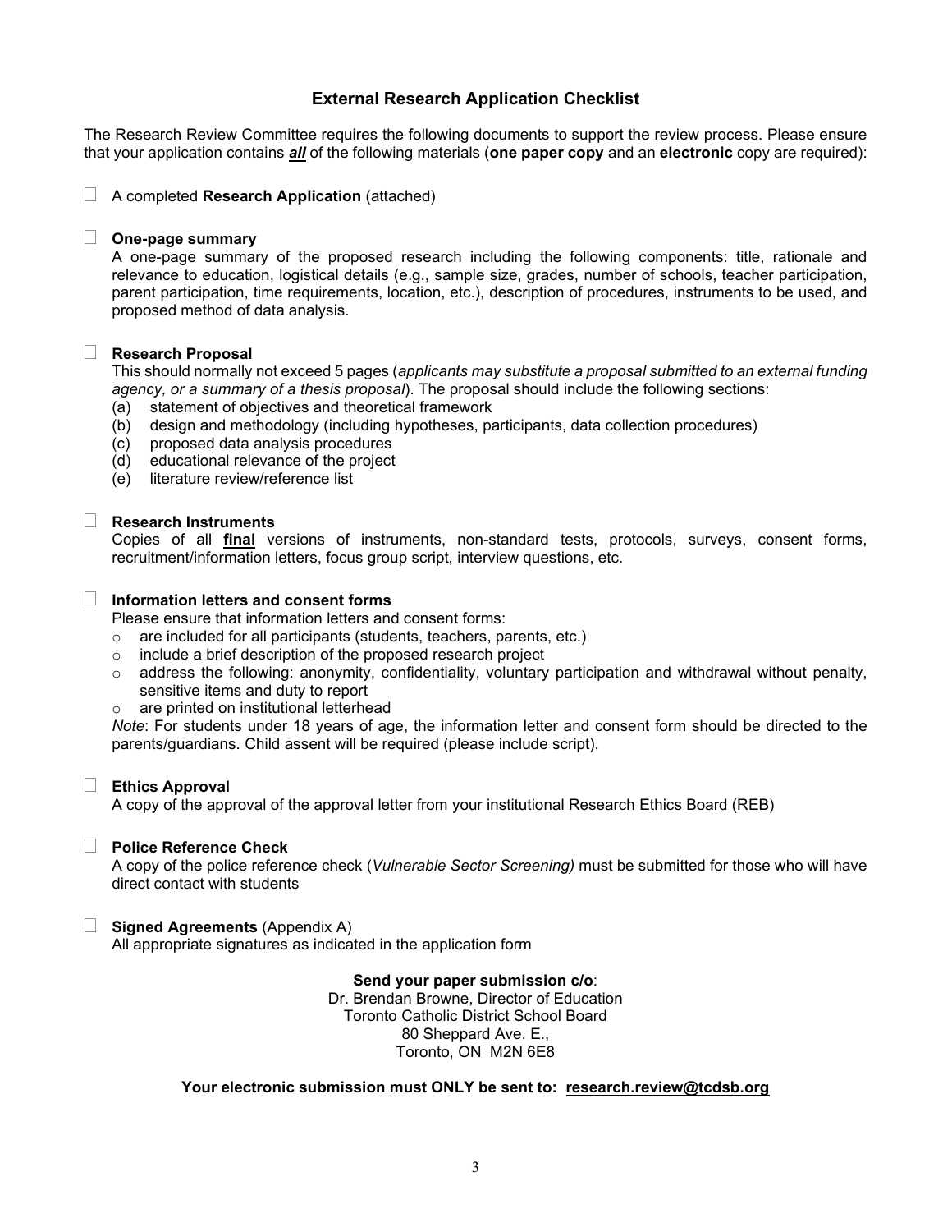## External Research Application Checklist

The Research Review Committee requires the following documents to support the review process. Please ensure that your application contains ***all*** of the following materials (**one paper copy** and an **electronic** copy are required):

- ☐ A completed **Research Application** (attached)

- ☐ **One-page summary**
  A one-page summary of the proposed research including the following components: title, rationale and relevance to education, logistical details (e.g., sample size, grades, number of schools, teacher participation, parent participation, time requirements, location, etc.), description of procedures, instruments to be used, and proposed method of data analysis.

- ☐ **Research Proposal**
  This should normally <u>not exceed 5 pages</u> (*applicants may substitute a proposal submitted to an external funding agency, or a summary of a thesis proposal*). The proposal should include the following sections:
  (a) statement of objectives and theoretical framework
  (b) design and methodology (including hypotheses, participants, data collection procedures)
  (c) proposed data analysis procedures
  (d) educational relevance of the project
  (e) literature review/reference list

- ☐ **Research Instruments**
  Copies of all <u>**final**</u> versions of instruments, non-standard tests, protocols, surveys, consent forms, recruitment/information letters, focus group script, interview questions, etc.

- ☐ **Information letters and consent forms**
  Please ensure that information letters and consent forms:
  - are included for all participants (students, teachers, parents, etc.)
  - include a brief description of the proposed research project
  - address the following: anonymity, confidentiality, voluntary participation and withdrawal without penalty, sensitive items and duty to report
  - are printed on institutional letterhead

  *Note*: For students under 18 years of age, the information letter and consent form should be directed to the parents/guardians. Child assent will be required (please include script).

- ☐ **Ethics Approval**
  A copy of the approval of the approval letter from your institutional Research Ethics Board (REB)

- ☐ **Police Reference Check**
  A copy of the police reference check (*Vulnerable Sector Screening)* must be submitted for those who will have direct contact with students

- ☐ **Signed Agreements** (Appendix A)
  All appropriate signatures as indicated in the application form

**Send your paper submission c/o**:
Dr. Brendan Browne, Director of Education
Toronto Catholic District School Board
80 Sheppard Ave. E.,
Toronto, ON M2N 6E8

**Your electronic submission must ONLY be sent to: <u>research.review@tcdsb.org</u>**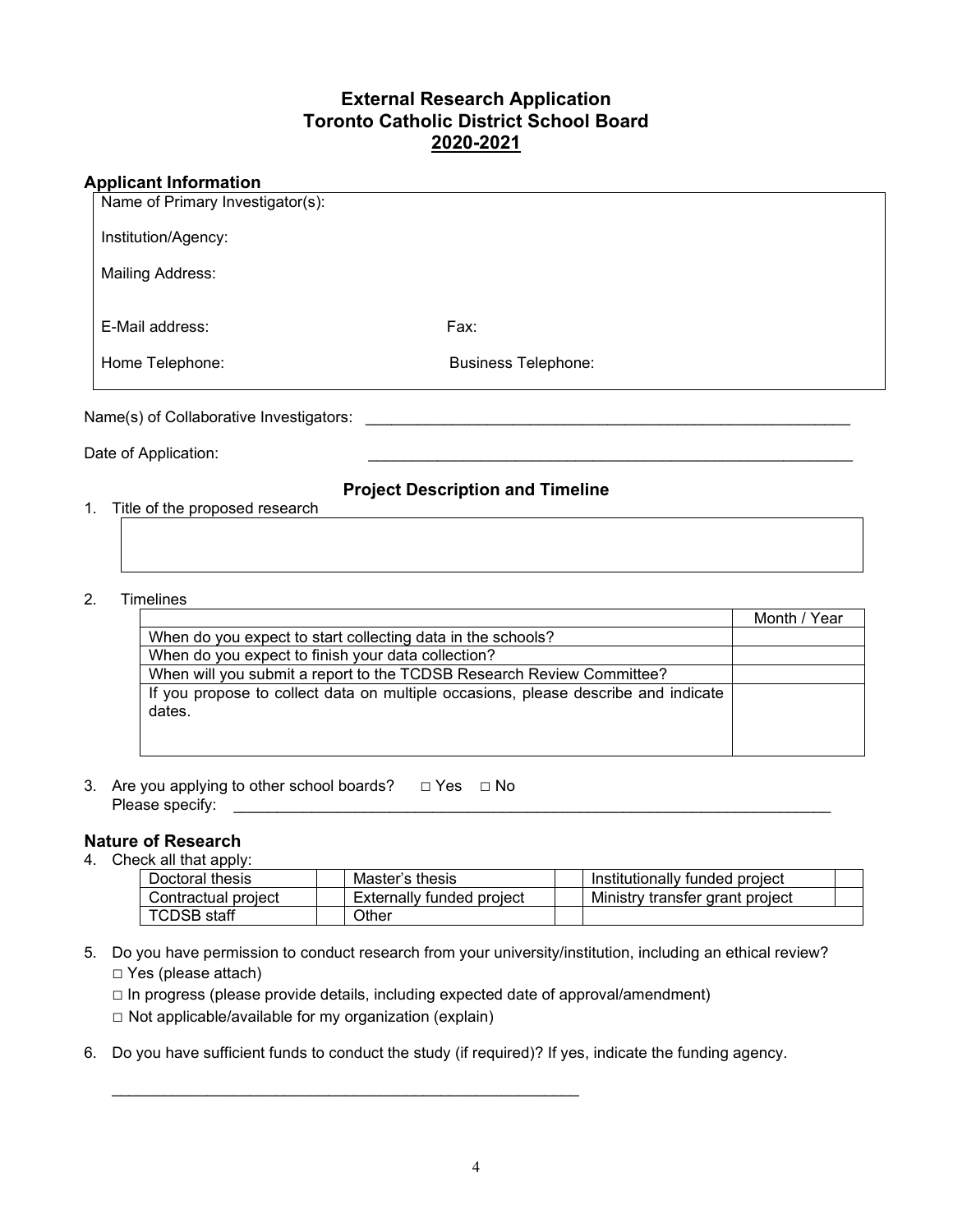# External Research Application
# Toronto Catholic District School Board
# 2020-2021

## Applicant Information

Name of Primary Investigator(s):

Institution/Agency:

Mailing Address:

E-Mail address: Fax:

Home Telephone: Business Telephone:

Name(s) of Collaborative Investigators: ____________________________________________

Date of Application: ____________________________________________

## Project Description and Timeline

1. Title of the proposed research

2. Timelines

| | Month / Year |
|---|---|
| When do you expect to start collecting data in the schools? | |
| When do you expect to finish your data collection? | |
| When will you submit a report to the TCDSB Research Review Committee? | |
| If you propose to collect data on multiple occasions, please describe and indicate dates. | |

3. Are you applying to other school boards? □ Yes □ No
   Please specify: ____________________________________________

## Nature of Research

4. Check all that apply:

| Doctoral thesis | | Master's thesis | | Institutionally funded project | |
|---|---|---|---|---|---|
| Contractual project | | Externally funded project | | Ministry transfer grant project | |
| TCDSB staff | | Other | | | |

5. Do you have permission to conduct research from your university/institution, including an ethical review?
   - □ Yes (please attach)
   - □ In progress (please provide details, including expected date of approval/amendment)
   - □ Not applicable/available for my organization (explain)

6. Do you have sufficient funds to conduct the study (if required)? If yes, indicate the funding agency.

   ____________________________________________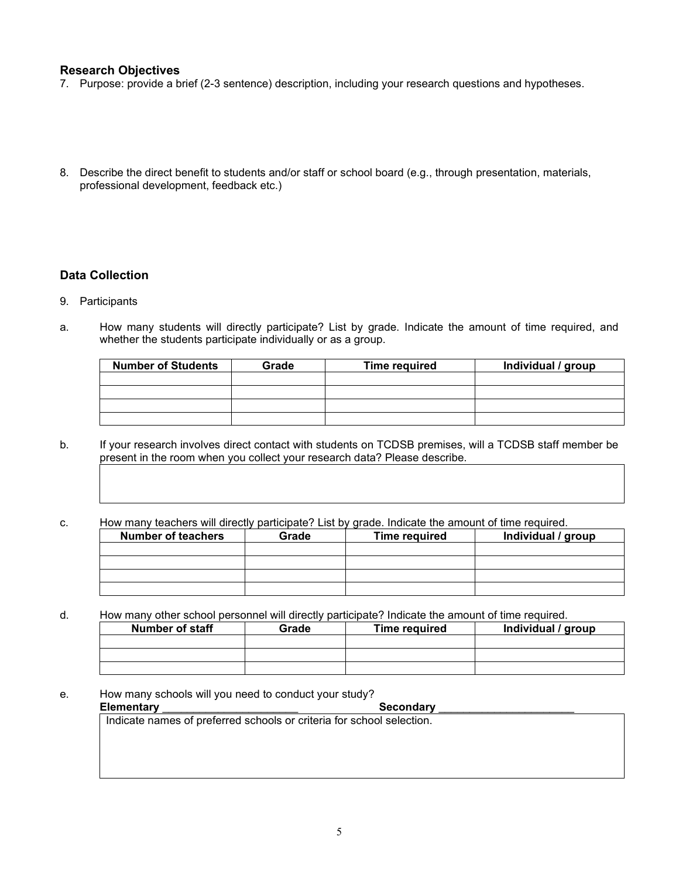## Research Objectives

7. Purpose: provide a brief (2-3 sentence) description, including your research questions and hypotheses.

8. Describe the direct benefit to students and/or staff or school board (e.g., through presentation, materials, professional development, feedback etc.)

## Data Collection

9. Participants

a. How many students will directly participate? List by grade. Indicate the amount of time required, and whether the students participate individually or as a group.

| Number of Students | Grade | Time required | Individual / group |
|---|---|---|---|
| | | | |
| | | | |
| | | | |
| | | | |

b. If your research involves direct contact with students on TCDSB premises, will a TCDSB staff member be present in the room when you collect your research data? Please describe.

c. How many teachers will directly participate? List by grade. Indicate the amount of time required.

| Number of teachers | Grade | Time required | Individual / group |
|---|---|---|---|
| | | | |
| | | | |
| | | | |
| | | | |

d. How many other school personnel will directly participate? Indicate the amount of time required.

| Number of staff | Grade | Time required | Individual / group |
|---|---|---|---|
| | | | |
| | | | |
| | | | |

e. How many schools will you need to conduct your study?

**Elementary** ______________________ **Secondary** ______________________

Indicate names of preferred schools or criteria for school selection.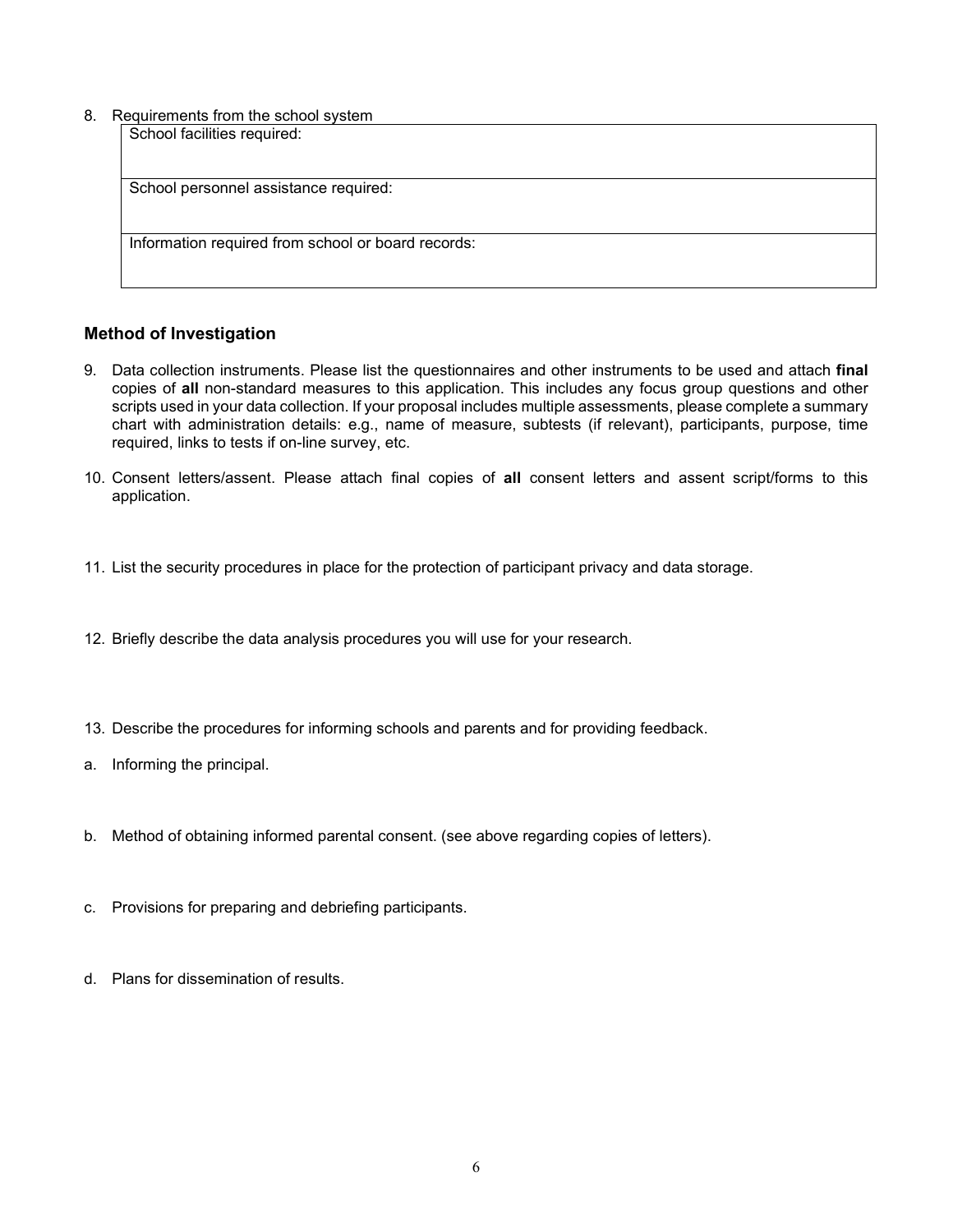8. Requirements from the school system

| School facilities required: |
|---|
| School personnel assistance required: |
| Information required from school or board records: |

## Method of Investigation

9. Data collection instruments. Please list the questionnaires and other instruments to be used and attach **final** copies of **all** non-standard measures to this application. This includes any focus group questions and other scripts used in your data collection. If your proposal includes multiple assessments, please complete a summary chart with administration details: e.g., name of measure, subtests (if relevant), participants, purpose, time required, links to tests if on-line survey, etc.

10. Consent letters/assent. Please attach final copies of **all** consent letters and assent script/forms to this application.

11. List the security procedures in place for the protection of participant privacy and data storage.

12. Briefly describe the data analysis procedures you will use for your research.

13. Describe the procedures for informing schools and parents and for providing feedback.

a. Informing the principal.

b. Method of obtaining informed parental consent. (see above regarding copies of letters).

c. Provisions for preparing and debriefing participants.

d. Plans for dissemination of results.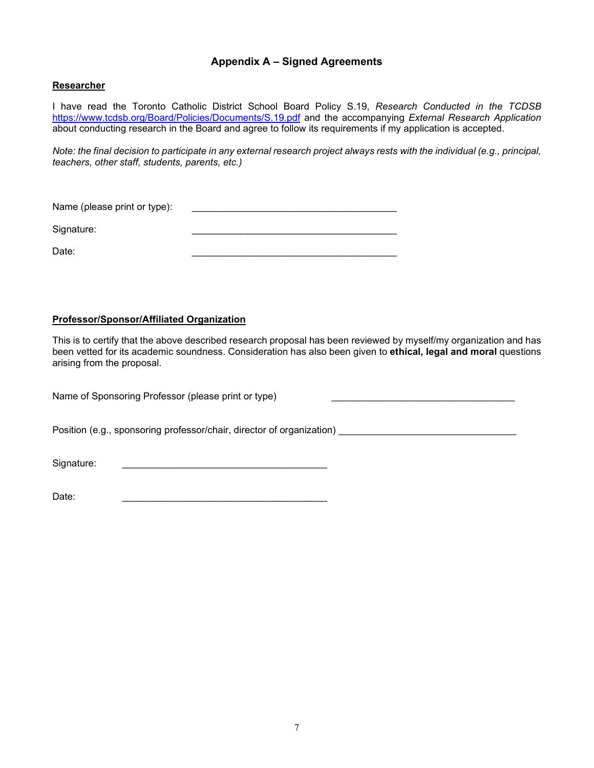## Appendix A – Signed Agreements

**Researcher**

I have read the Toronto Catholic District School Board Policy S.19, *Research Conducted in the TCDSB* https://www.tcdsb.org/Board/Policies/Documents/S.19.pdf and the accompanying *External Research Application* about conducting research in the Board and agree to follow its requirements if my application is accepted.

*Note: the final decision to participate in any external research project always rests with the individual (e.g., principal, teachers, other staff, students, parents, etc.)*

Name (please print or type): _______________________________________

Signature: _______________________________________

Date: _______________________________________

**Professor/Sponsor/Affiliated Organization**

This is to certify that the above described research proposal has been reviewed by myself/my organization and has been vetted for its academic soundness. Consideration has also been given to **ethical, legal and moral** questions arising from the proposal.

Name of Sponsoring Professor (please print or type) __________________________________

Position (e.g., sponsoring professor/chair, director of organization) _________________________________

Signature: _______________________________________

Date: _______________________________________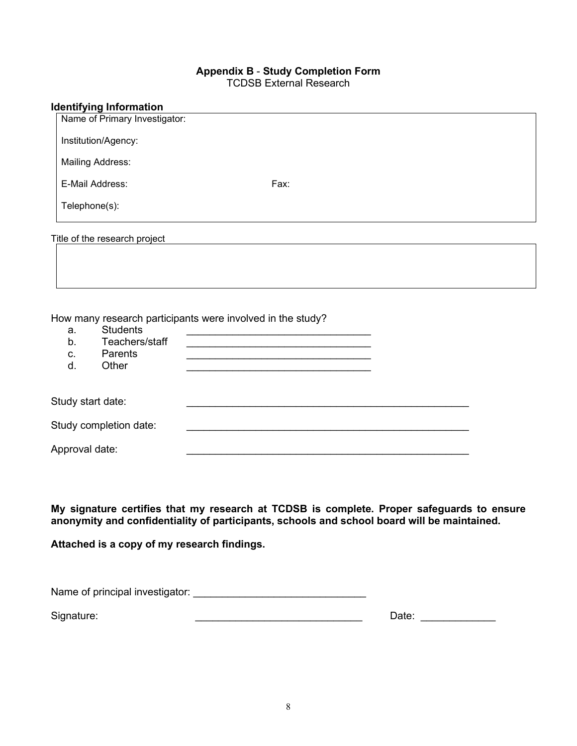**Appendix B** - **Study Completion Form**
TCDSB External Research

**Identifying Information**

Name of Primary Investigator:

Institution/Agency:

Mailing Address:

E-Mail Address: Fax:

Telephone(s):

Title of the research project

How many research participants were involved in the study?

a. Students ______________________________
b. Teachers/staff ______________________________
c. Parents ______________________________
d. Other ______________________________

Study start date: ______________________________

Study completion date: ______________________________

Approval date: ______________________________

**My signature certifies that my research at TCDSB is complete. Proper safeguards to ensure anonymity and confidentiality of participants, schools and school board will be maintained.**

**Attached is a copy of my research findings.**

Name of principal investigator: ______________________________

Signature: ______________________________ Date: _____________